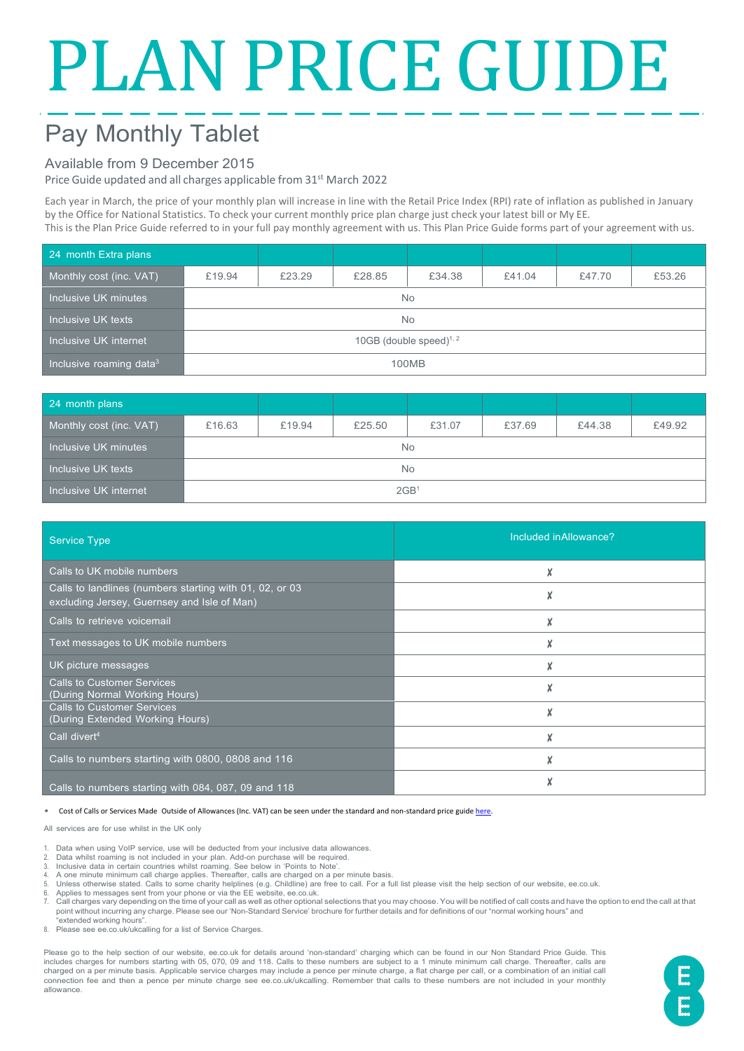# PLAN PRICE GUIDE

## Pay Monthly Tablet

### Available from 9 December 2015

Price Guide updated and all charges applicable from 31st March 2022

Each year in March, the price of your monthly plan will increase in line with the Retail Price Index (RPI) rate of inflation as published in January by the Office for National Statistics. To check your current monthly price plan charge just check your latest bill or My EE.
This is the Plan Price Guide referred to in your full pay monthly agreement with us. This Plan Price Guide forms part of your agreement with us.

| 24 month Extra plans | | | | | | | |
|---|---|---|---|---|---|---|---|
| Monthly cost (inc. VAT) | £19.94 | £23.29 | £28.85 | £34.38 | £41.04 | £47.70 | £53.26 |
| Inclusive UK minutes | No | | | | | | |
| Inclusive UK texts | No | | | | | | |
| Inclusive UK internet | 10GB (double speed)[1, 2] | | | | | | |
| Inclusive roaming data[3] | 100MB | | | | | | |

| 24 month plans | | | | | | | |
|---|---|---|---|---|---|---|---|
| Monthly cost (inc. VAT) | £16.63 | £19.94 | £25.50 | £31.07 | £37.69 | £44.38 | £49.92 |
| Inclusive UK minutes | No | | | | | | |
| Inclusive UK texts | No | | | | | | |
| Inclusive UK internet | 2GB[1] | | | | | | |

| Service Type | Included inAllowance? |
|---|---|
| Calls to UK mobile numbers | ✗ |
| Calls to landlines (numbers starting with 01, 02, or 03 excluding Jersey, Guernsey and Isle of Man) | ✗ |
| Calls to retrieve voicemail | ✗ |
| Text messages to UK mobile numbers | ✗ |
| UK picture messages | ✗ |
| Calls to Customer Services (During Normal Working Hours) | ✗ |
| Calls to Customer Services (During Extended Working Hours) | ✗ |
| Call divert[4] | ✗ |
| Calls to numbers starting with 0800, 0808 and 116 | ✗ |
| Calls to numbers starting with 084, 087, 09 and 118 | ✗ |

- Cost of Calls or Services Made Outside of Allowances (Inc. VAT) can be seen under the standard and non-standard price guide here.

All services are for use whilst in the UK only

1. Data when using VoIP service, use will be deducted from your inclusive data allowances.
2. Data whilst roaming is not included in your plan. Add-on purchase will be required.
3. Inclusive data in certain countries whilst roaming. See below in 'Points to Note'.
4. A one minute minimum call charge applies. Thereafter, calls are charged on a per minute basis.
5. Unless otherwise stated. Calls to some charity helplines (e.g. Childline) are free to call. For a full list please visit the help section of our website, ee.co.uk.
6. Applies to messages sent from your phone or via the EE website, ee.co.uk.
7. Call charges vary depending on the time of your call as well as other optional selections that you may choose. You will be notified of call costs and have the option to end the call at that point without incurring any charge. Please see our 'Non-Standard Service' brochure for further details and for definitions of our "normal working hours" and "extended working hours".
8. Please see ee.co.uk/ukcalling for a list of Service Charges.

Please go to the help section of our website, ee.co.uk for details around 'non-standard' charging which can be found in our Non Standard Price Guide. This includes charges for numbers starting with 05, 070, 09 and 118. Calls to these numbers are subject to a 1 minute minimum call charge. Thereafter, calls are charged on a per minute basis. Applicable service charges may include a pence per minute charge, a flat charge per call, or a combination of an initial call connection fee and then a pence per minute charge see ee.co.uk/ukcalling. Remember that calls to these numbers are not included in your monthly allowance.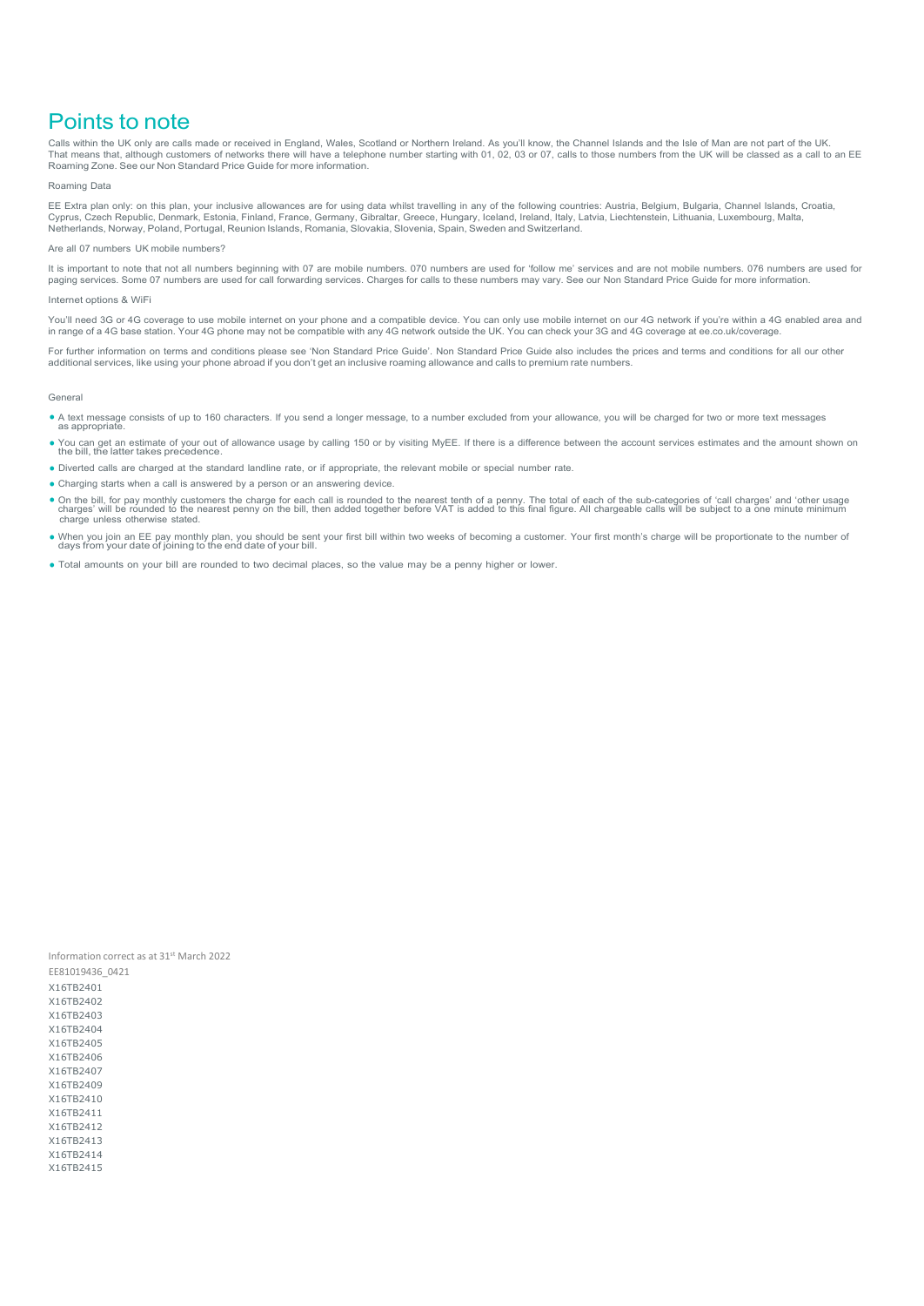# Points to note

Calls within the UK only are calls made or received in England, Wales, Scotland or Northern Ireland. As you'll know, the Channel Islands and the Isle of Man are not part of the UK. That means that, although customers of networks there will have a telephone number starting with 01, 02, 03 or 07, calls to those numbers from the UK will be classed as a call to an EE Roaming Zone. See our Non Standard Price Guide for more information.

### Roaming Data

EE Extra plan only: on this plan, your inclusive allowances are for using data whilst travelling in any of the following countries: Austria, Belgium, Bulgaria, Channel Islands, Croatia, Cyprus, Czech Republic, Denmark, Estonia, Finland, France, Germany, Gibraltar, Greece, Hungary, Iceland, Ireland, Italy, Latvia, Liechtenstein, Lithuania, Luxembourg, Malta, Netherlands, Norway, Poland, Portugal, Reunion Islands, Romania, Slovakia, Slovenia, Spain, Sweden and Switzerland.

### Are all 07 numbers UK mobile numbers?

It is important to note that not all numbers beginning with 07 are mobile numbers. 070 numbers are used for 'follow me' services and are not mobile numbers. 076 numbers are used for paging services. Some 07 numbers are used for call forwarding services. Charges for calls to these numbers may vary. See our Non Standard Price Guide for more information.

### Internet options & WiFi

You'll need 3G or 4G coverage to use mobile internet on your phone and a compatible device. You can only use mobile internet on our 4G network if you're within a 4G enabled area and in range of a 4G base station. Your 4G phone may not be compatible with any 4G network outside the UK. You can check your 3G and 4G coverage at ee.co.uk/coverage.

For further information on terms and conditions please see 'Non Standard Price Guide'. Non Standard Price Guide also includes the prices and terms and conditions for all our other additional services, like using your phone abroad if you don't get an inclusive roaming allowance and calls to premium rate numbers.

### General

- A text message consists of up to 160 characters. If you send a longer message, to a number excluded from your allowance, you will be charged for two or more text messages as appropriate.
- You can get an estimate of your out of allowance usage by calling 150 or by visiting MyEE. If there is a difference between the account services estimates and the amount shown on the bill, the latter takes precedence.
- Diverted calls are charged at the standard landline rate, or if appropriate, the relevant mobile or special number rate.
- Charging starts when a call is answered by a person or an answering device.
- On the bill, for pay monthly customers the charge for each call is rounded to the nearest tenth of a penny. The total of each of the sub-categories of 'call charges' and 'other usage charges' will be rounded to the nearest penny on the bill, then added together before VAT is added to this final figure. All chargeable calls will be subject to a one minute minimum charge unless otherwise stated.
- When you join an EE pay monthly plan, you should be sent your first bill within two weeks of becoming a customer. Your first month's charge will be proportionate to the number of days from your date of joining to the end date of your bill.
- Total amounts on your bill are rounded to two decimal places, so the value may be a penny higher or lower.

Information correct as at 31st March 2022
EE81019436_0421
X16TB2401
X16TB2402
X16TB2403
X16TB2404
X16TB2405
X16TB2406
X16TB2407
X16TB2409
X16TB2410
X16TB2411
X16TB2412
X16TB2413
X16TB2414
X16TB2415